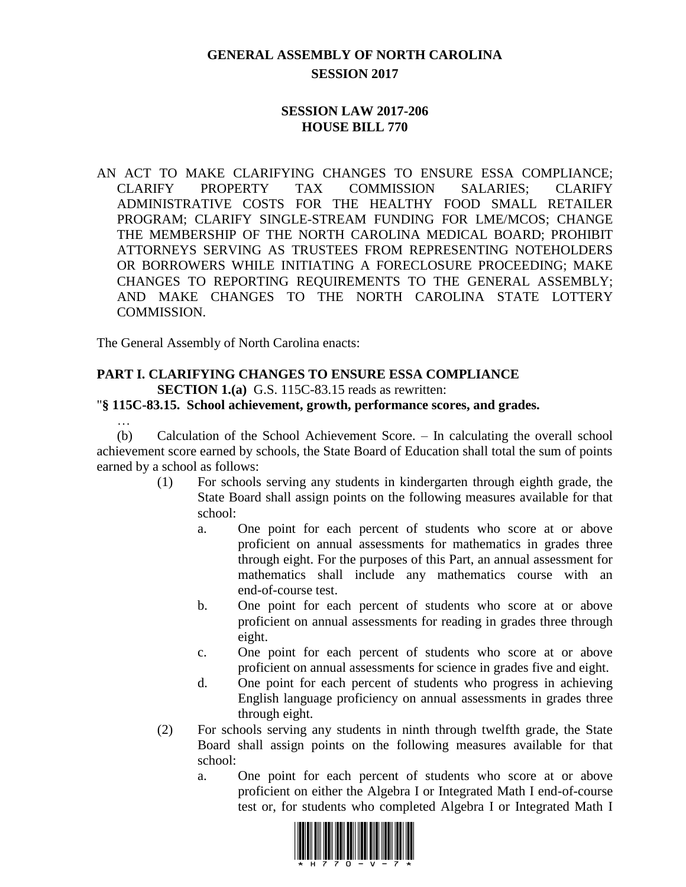# GENERAL ASSEMBLY OF NORTH CAROLINA
## SESSION 2017

## SESSION LAW 2017-206
## HOUSE BILL 770

AN ACT TO MAKE CLARIFYING CHANGES TO ENSURE ESSA COMPLIANCE; CLARIFY PROPERTY TAX COMMISSION SALARIES; CLARIFY ADMINISTRATIVE COSTS FOR THE HEALTHY FOOD SMALL RETAILER PROGRAM; CLARIFY SINGLE-STREAM FUNDING FOR LME/MCOS; CHANGE THE MEMBERSHIP OF THE NORTH CAROLINA MEDICAL BOARD; PROHIBIT ATTORNEYS SERVING AS TRUSTEES FROM REPRESENTING NOTEHOLDERS OR BORROWERS WHILE INITIATING A FORECLOSURE PROCEEDING; MAKE CHANGES TO REPORTING REQUIREMENTS TO THE GENERAL ASSEMBLY; AND MAKE CHANGES TO THE NORTH CAROLINA STATE LOTTERY COMMISSION.

The General Assembly of North Carolina enacts:

**PART I. CLARIFYING CHANGES TO ENSURE ESSA COMPLIANCE**

**SECTION 1.(a)** G.S. 115C-83.15 reads as rewritten:

"**§ 115C-83.15. School achievement, growth, performance scores, and grades.**

…

(b) Calculation of the School Achievement Score. – In calculating the overall school achievement score earned by schools, the State Board of Education shall total the sum of points earned by a school as follows:

(1) For schools serving any students in kindergarten through eighth grade, the State Board shall assign points on the following measures available for that school:

a. One point for each percent of students who score at or above proficient on annual assessments for mathematics in grades three through eight. For the purposes of this Part, an annual assessment for mathematics shall include any mathematics course with an end-of-course test.

b. One point for each percent of students who score at or above proficient on annual assessments for reading in grades three through eight.

c. One point for each percent of students who score at or above proficient on annual assessments for science in grades five and eight.

d. One point for each percent of students who progress in achieving English language proficiency on annual assessments in grades three through eight.

(2) For schools serving any students in ninth through twelfth grade, the State Board shall assign points on the following measures available for that school:

a. One point for each percent of students who score at or above proficient on either the Algebra I or Integrated Math I end-of-course test or, for students who completed Algebra I or Integrated Math I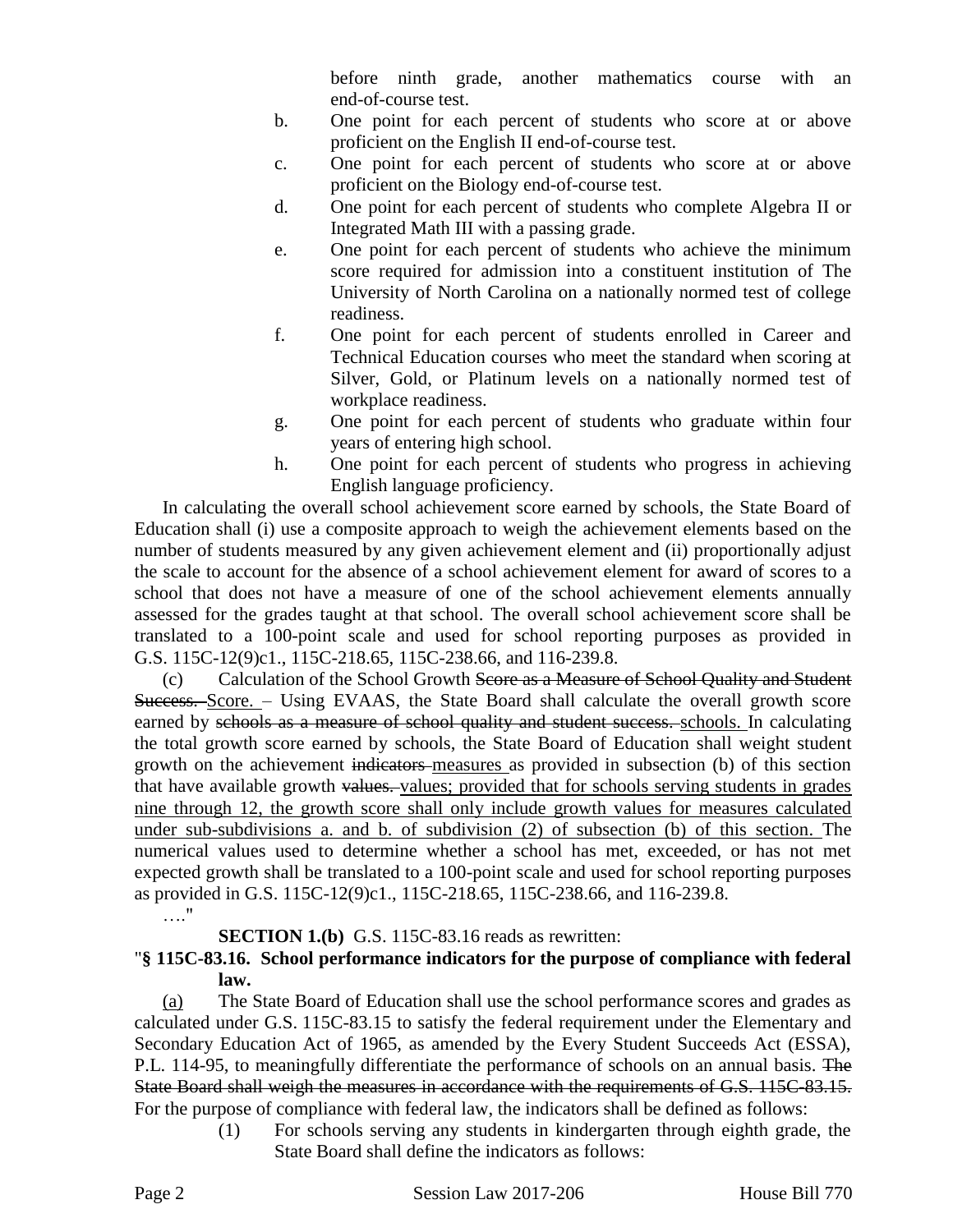before ninth grade, another mathematics course with an end-of-course test.

b. One point for each percent of students who score at or above proficient on the English II end-of-course test.

c. One point for each percent of students who score at or above proficient on the Biology end-of-course test.

d. One point for each percent of students who complete Algebra II or Integrated Math III with a passing grade.

e. One point for each percent of students who achieve the minimum score required for admission into a constituent institution of The University of North Carolina on a nationally normed test of college readiness.

f. One point for each percent of students enrolled in Career and Technical Education courses who meet the standard when scoring at Silver, Gold, or Platinum levels on a nationally normed test of workplace readiness.

g. One point for each percent of students who graduate within four years of entering high school.

h. One point for each percent of students who progress in achieving English language proficiency.

In calculating the overall school achievement score earned by schools, the State Board of Education shall (i) use a composite approach to weigh the achievement elements based on the number of students measured by any given achievement element and (ii) proportionally adjust the scale to account for the absence of a school achievement element for award of scores to a school that does not have a measure of one of the school achievement elements annually assessed for the grades taught at that school. The overall school achievement score shall be translated to a 100-point scale and used for school reporting purposes as provided in G.S. 115C-12(9)c1., 115C-218.65, 115C-238.66, and 116-239.8.

(c) Calculation of the School Growth ~~Score as a Measure of School Quality and Student Success.~~ <u>Score.</u> – Using EVAAS, the State Board shall calculate the overall growth score earned by ~~schools as a measure of school quality and student success.~~ <u>schools.</u> In calculating the total growth score earned by schools, the State Board of Education shall weight student growth on the achievement ~~indicators~~ <u>measures</u> as provided in subsection (b) of this section that have available growth ~~values.~~ <u>values; provided that for schools serving students in grades nine through 12, the growth score shall only include growth values for measures calculated under sub-subdivisions a. and b. of subdivision (2) of subsection (b) of this section.</u> The numerical values used to determine whether a school has met, exceeded, or has not met expected growth shall be translated to a 100-point scale and used for school reporting purposes as provided in G.S. 115C-12(9)c1., 115C-218.65, 115C-238.66, and 116-239.8.

…."

**SECTION 1.(b)** G.S. 115C-83.16 reads as rewritten:

"**§ 115C-83.16. School performance indicators for the purpose of compliance with federal law.**

<u>(a)</u> The State Board of Education shall use the school performance scores and grades as calculated under G.S. 115C-83.15 to satisfy the federal requirement under the Elementary and Secondary Education Act of 1965, as amended by the Every Student Succeeds Act (ESSA), P.L. 114-95, to meaningfully differentiate the performance of schools on an annual basis. ~~The State Board shall weigh the measures in accordance with the requirements of G.S. 115C-83.15.~~ For the purpose of compliance with federal law, the indicators shall be defined as follows:

(1) For schools serving any students in kindergarten through eighth grade, the State Board shall define the indicators as follows: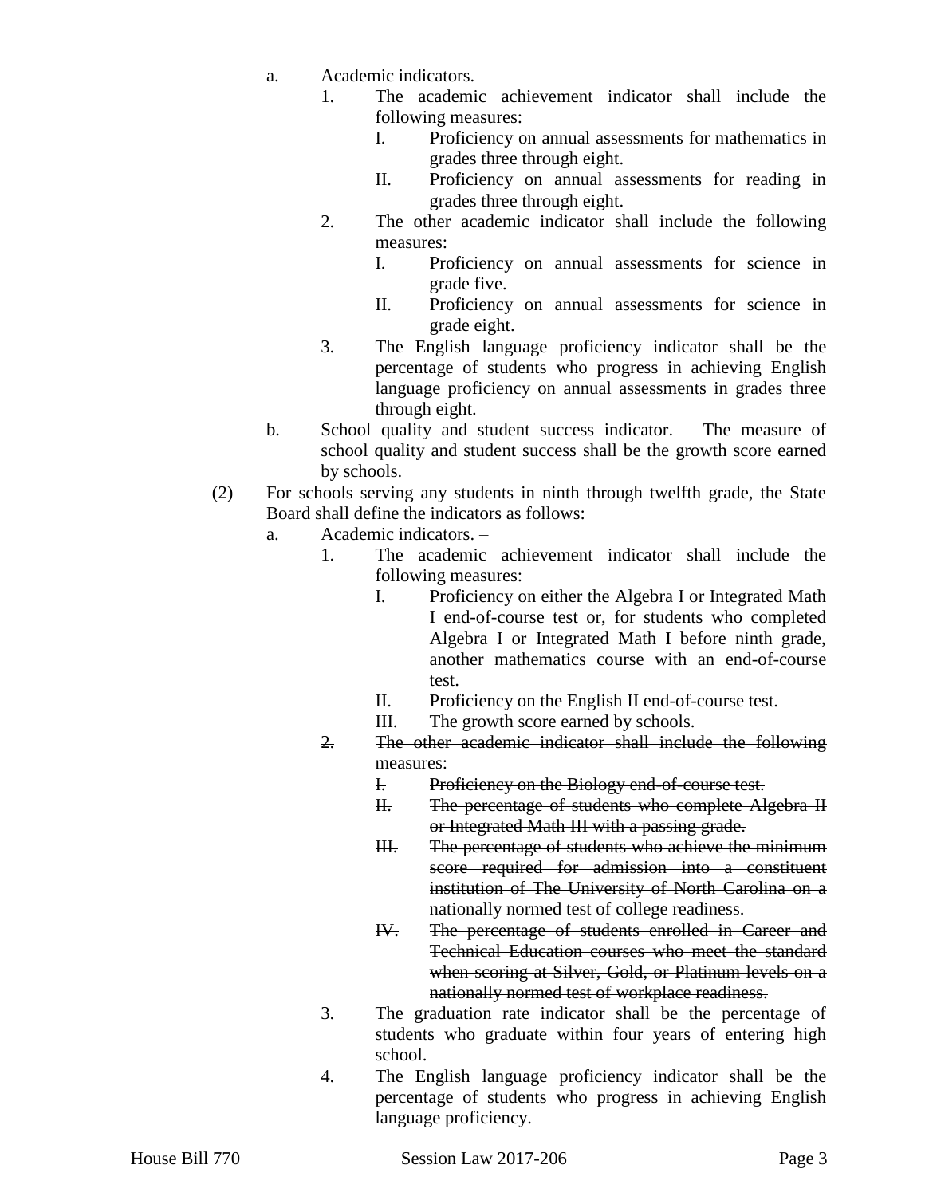a. Academic indicators. –

1. The academic achievement indicator shall include the following measures:

   I. Proficiency on annual assessments for mathematics in grades three through eight.

   II. Proficiency on annual assessments for reading in grades three through eight.

2. The other academic indicator shall include the following measures:

   I. Proficiency on annual assessments for science in grade five.

   II. Proficiency on annual assessments for science in grade eight.

3. The English language proficiency indicator shall be the percentage of students who progress in achieving English language proficiency on annual assessments in grades three through eight.

b. School quality and student success indicator. – The measure of school quality and student success shall be the growth score earned by schools.

(2) For schools serving any students in ninth through twelfth grade, the State Board shall define the indicators as follows:

a. Academic indicators. –

1. The academic achievement indicator shall include the following measures:

   I. Proficiency on either the Algebra I or Integrated Math I end-of-course test or, for students who completed Algebra I or Integrated Math I before ninth grade, another mathematics course with an end-of-course test.

   II. Proficiency on the English II end-of-course test.

   <u>III. The growth score earned by schools.</u>

~~2. The other academic indicator shall include the following measures:~~

   ~~I. Proficiency on the Biology end-of-course test.~~

   ~~II. The percentage of students who complete Algebra II or Integrated Math III with a passing grade.~~

   ~~III. The percentage of students who achieve the minimum score required for admission into a constituent institution of The University of North Carolina on a nationally normed test of college readiness.~~

   ~~IV. The percentage of students enrolled in Career and Technical Education courses who meet the standard when scoring at Silver, Gold, or Platinum levels on a nationally normed test of workplace readiness.~~

3. The graduation rate indicator shall be the percentage of students who graduate within four years of entering high school.

4. The English language proficiency indicator shall be the percentage of students who progress in achieving English language proficiency.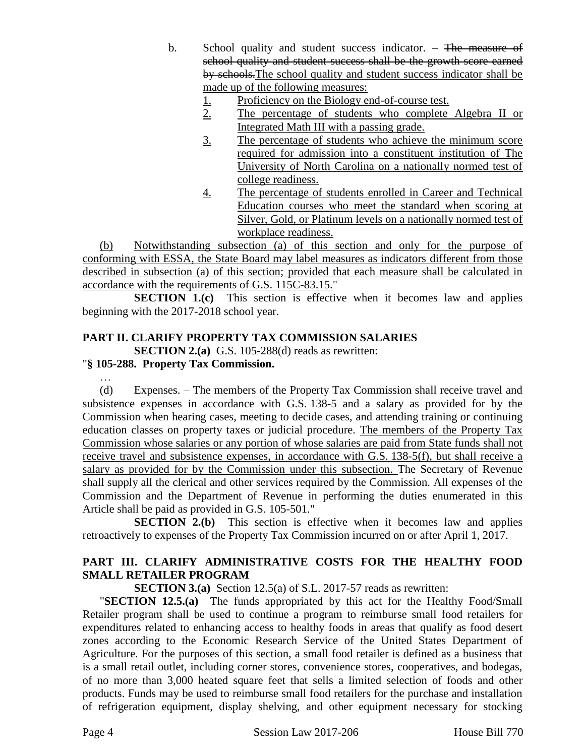b. School quality and student success indicator. – ~~The measure of school quality and student success shall be the growth score earned by schools.~~<u>The school quality and student success indicator shall be made up of the following measures:</u>

   <u>1.</u> <u>Proficiency on the Biology end-of-course test.</u>

   <u>2.</u> <u>The percentage of students who complete Algebra II or Integrated Math III with a passing grade.</u>

   <u>3.</u> <u>The percentage of students who achieve the minimum score required for admission into a constituent institution of The University of North Carolina on a nationally normed test of college readiness.</u>

   <u>4.</u> <u>The percentage of students enrolled in Career and Technical Education courses who meet the standard when scoring at Silver, Gold, or Platinum levels on a nationally normed test of workplace readiness.</u>

<u>(b)</u> <u>Notwithstanding subsection (a) of this section and only for the purpose of conforming with ESSA, the State Board may label measures as indicators different from those described in subsection (a) of this section; provided that each measure shall be calculated in accordance with the requirements of G.S. 115C-83.15.</u>"

**SECTION 1.(c)** This section is effective when it becomes law and applies beginning with the 2017-2018 school year.

## PART II. CLARIFY PROPERTY TAX COMMISSION SALARIES

**SECTION 2.(a)** G.S. 105-288(d) reads as rewritten:

"**§ 105-288. Property Tax Commission.**

…

(d) Expenses. – The members of the Property Tax Commission shall receive travel and subsistence expenses in accordance with G.S. 138-5 and a salary as provided for by the Commission when hearing cases, meeting to decide cases, and attending training or continuing education classes on property taxes or judicial procedure. <u>The members of the Property Tax Commission whose salaries or any portion of whose salaries are paid from State funds shall not receive travel and subsistence expenses, in accordance with G.S. 138-5(f), but shall receive a salary as provided for by the Commission under this subsection.</u> The Secretary of Revenue shall supply all the clerical and other services required by the Commission. All expenses of the Commission and the Department of Revenue in performing the duties enumerated in this Article shall be paid as provided in G.S. 105-501."

**SECTION 2.(b)** This section is effective when it becomes law and applies retroactively to expenses of the Property Tax Commission incurred on or after April 1, 2017.

## PART III. CLARIFY ADMINISTRATIVE COSTS FOR THE HEALTHY FOOD SMALL RETAILER PROGRAM

**SECTION 3.(a)** Section 12.5(a) of S.L. 2017-57 reads as rewritten:

"**SECTION 12.5.(a)** The funds appropriated by this act for the Healthy Food/Small Retailer program shall be used to continue a program to reimburse small food retailers for expenditures related to enhancing access to healthy foods in areas that qualify as food desert zones according to the Economic Research Service of the United States Department of Agriculture. For the purposes of this section, a small food retailer is defined as a business that is a small retail outlet, including corner stores, convenience stores, cooperatives, and bodegas, of no more than 3,000 heated square feet that sells a limited selection of foods and other products. Funds may be used to reimburse small food retailers for the purchase and installation of refrigeration equipment, display shelving, and other equipment necessary for stocking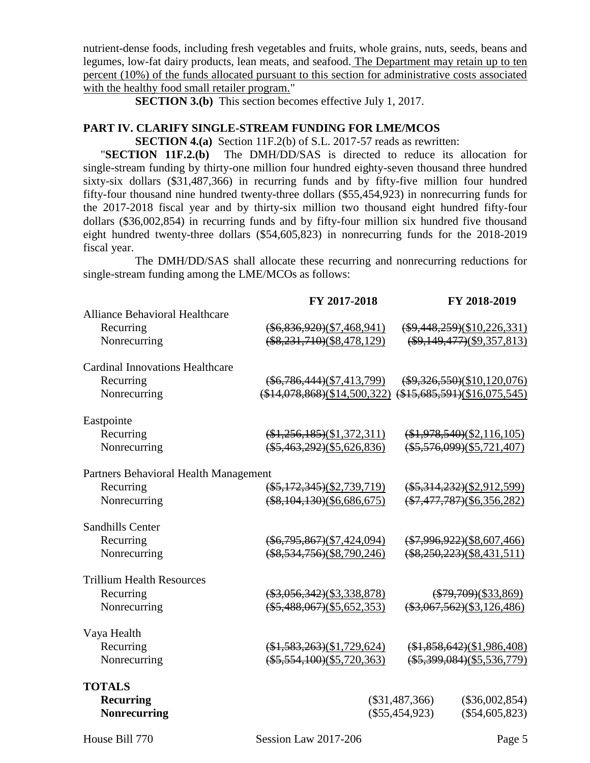nutrient-dense foods, including fresh vegetables and fruits, whole grains, nuts, seeds, beans and legumes, low-fat dairy products, lean meats, and seafood. The Department may retain up to ten percent (10%) of the funds allocated pursuant to this section for administrative costs associated with the healthy food small retailer program."

**SECTION 3.(b)** This section becomes effective July 1, 2017.

## PART IV. CLARIFY SINGLE-STREAM FUNDING FOR LME/MCOS

**SECTION 4.(a)** Section 11F.2(b) of S.L. 2017-57 reads as rewritten:

"**SECTION 11F.2.(b)** The DMH/DD/SAS is directed to reduce its allocation for single-stream funding by thirty-one million four hundred eighty-seven thousand three hundred sixty-six dollars ($31,487,366) in recurring funds and by fifty-five million four hundred fifty-four thousand nine hundred twenty-three dollars ($55,454,923) in nonrecurring funds for the 2017-2018 fiscal year and by thirty-six million two thousand eight hundred fifty-four dollars ($36,002,854) in recurring funds and by fifty-four million six hundred five thousand eight hundred twenty-three dollars ($54,605,823) in nonrecurring funds for the 2018-2019 fiscal year.

The DMH/DD/SAS shall allocate these recurring and nonrecurring reductions for single-stream funding among the LME/MCOs as follows:

| | FY 2017-2018 | FY 2018-2019 |
|---|---|---|
| Alliance Behavioral Healthcare | | |
| Recurring | ~~($6,836,920)~~($7,468,941) | ~~($9,448,259)~~($10,226,331) |
| Nonrecurring | ~~($8,231,710)~~($8,478,129) | ~~($9,149,477)~~($9,357,813) |
| Cardinal Innovations Healthcare | | |
| Recurring | ~~($6,786,444)~~($7,413,799) | ~~($9,326,550)~~($10,120,076) |
| Nonrecurring | ~~($14,078,868)~~($14,500,322) | ~~($15,685,591)~~($16,075,545) |
| Eastpointe | | |
| Recurring | ~~($1,256,185)~~($1,372,311) | ~~($1,978,540)~~($2,116,105) |
| Nonrecurring | ~~($5,463,292)~~($5,626,836) | ~~($5,576,099)~~($5,721,407) |
| Partners Behavioral Health Management | | |
| Recurring | ~~($5,172,345)~~($2,739,719) | ~~($5,314,232)~~($2,912,599) |
| Nonrecurring | ~~($8,104,130)~~($6,686,675) | ~~($7,477,787)~~($6,356,282) |
| Sandhills Center | | |
| Recurring | ~~($6,795,867)~~($7,424,094) | ~~($7,996,922)~~($8,607,466) |
| Nonrecurring | ~~($8,534,756)~~($8,790,246) | ~~($8,250,223)~~($8,431,511) |
| Trillium Health Resources | | |
| Recurring | ~~($3,056,342)~~($3,338,878) | ~~($79,709)~~($33,869) |
| Nonrecurring | ~~($5,488,067)~~($5,652,353) | ~~($3,067,562)~~($3,126,486) |
| Vaya Health | | |
| Recurring | ~~($1,583,263)~~($1,729,624) | ~~($1,858,642)~~($1,986,408) |
| Nonrecurring | ~~($5,554,100)~~($5,720,363) | ~~($5,399,084)~~($5,536,779) |
| **TOTALS** | | |
| **Recurring** | ($31,487,366) | ($36,002,854) |
| **Nonrecurring** | ($55,454,923) | ($54,605,823) |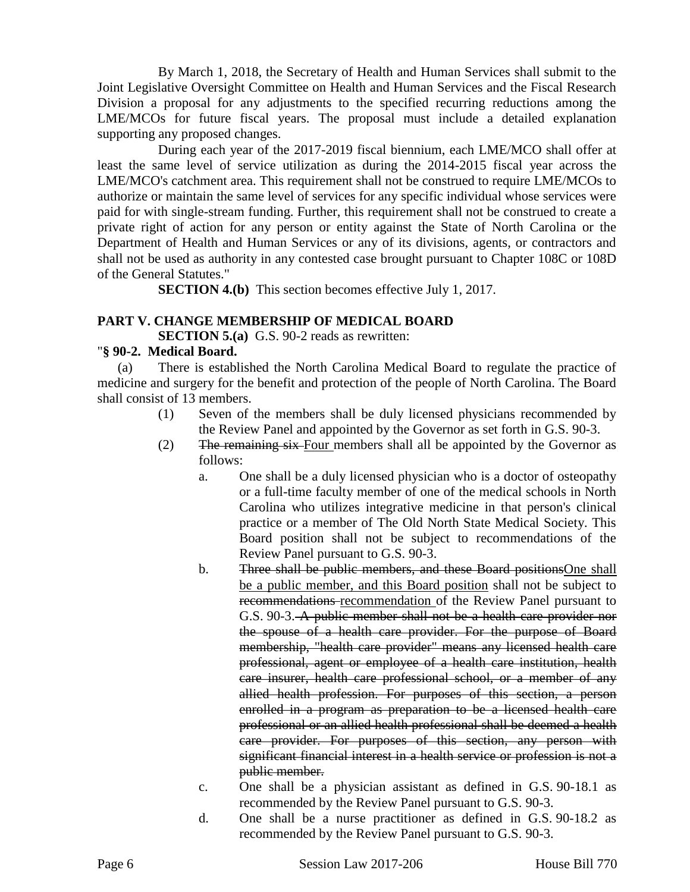By March 1, 2018, the Secretary of Health and Human Services shall submit to the Joint Legislative Oversight Committee on Health and Human Services and the Fiscal Research Division a proposal for any adjustments to the specified recurring reductions among the LME/MCOs for future fiscal years. The proposal must include a detailed explanation supporting any proposed changes.

During each year of the 2017-2019 fiscal biennium, each LME/MCO shall offer at least the same level of service utilization as during the 2014-2015 fiscal year across the LME/MCO's catchment area. This requirement shall not be construed to require LME/MCOs to authorize or maintain the same level of services for any specific individual whose services were paid for with single-stream funding. Further, this requirement shall not be construed to create a private right of action for any person or entity against the State of North Carolina or the Department of Health and Human Services or any of its divisions, agents, or contractors and shall not be used as authority in any contested case brought pursuant to Chapter 108C or 108D of the General Statutes."

**SECTION 4.(b)** This section becomes effective July 1, 2017.

## PART V. CHANGE MEMBERSHIP OF MEDICAL BOARD

**SECTION 5.(a)** G.S. 90-2 reads as rewritten:

"**§ 90-2. Medical Board.**

(a) There is established the North Carolina Medical Board to regulate the practice of medicine and surgery for the benefit and protection of the people of North Carolina. The Board shall consist of 13 members.

(1) Seven of the members shall be duly licensed physicians recommended by the Review Panel and appointed by the Governor as set forth in G.S. 90-3.

(2) ~~The remaining six~~ <u>Four</u> members shall all be appointed by the Governor as follows:

a. One shall be a duly licensed physician who is a doctor of osteopathy or a full-time faculty member of one of the medical schools in North Carolina who utilizes integrative medicine in that person's clinical practice or a member of The Old North State Medical Society. This Board position shall not be subject to recommendations of the Review Panel pursuant to G.S. 90-3.

b. ~~Three shall be public members, and these Board positions~~<u>One shall be a public member, and this Board position</u> shall not be subject to ~~recommendations~~ <u>recommendation</u> of the Review Panel pursuant to G.S. 90-3. ~~A public member shall not be a health care provider nor the spouse of a health care provider. For the purpose of Board membership, "health care provider" means any licensed health care professional, agent or employee of a health care institution, health care insurer, health care professional school, or a member of any allied health profession. For purposes of this section, a person enrolled in a program as preparation to be a licensed health care professional or an allied health professional shall be deemed a health care provider. For purposes of this section, any person with significant financial interest in a health service or profession is not a public member.~~

c. One shall be a physician assistant as defined in G.S. 90-18.1 as recommended by the Review Panel pursuant to G.S. 90-3.

d. One shall be a nurse practitioner as defined in G.S. 90-18.2 as recommended by the Review Panel pursuant to G.S. 90-3.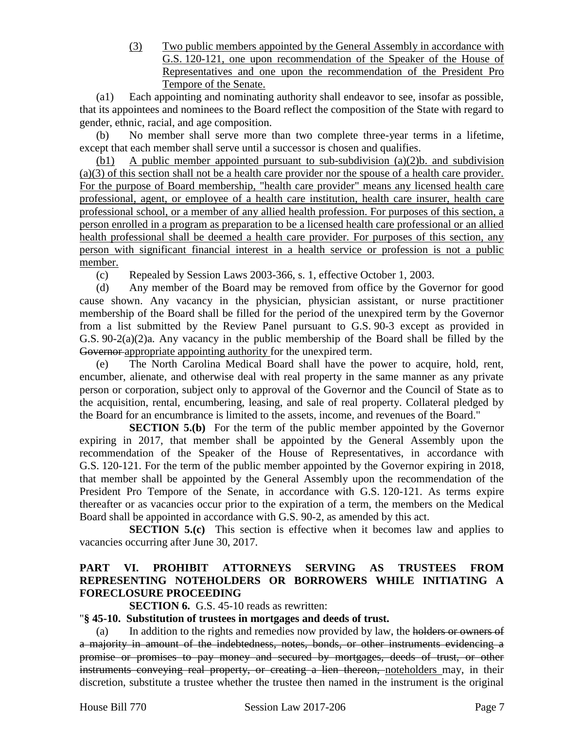(3) Two public members appointed by the General Assembly in accordance with G.S. 120-121, one upon recommendation of the Speaker of the House of Representatives and one upon the recommendation of the President Pro Tempore of the Senate.

(a1) Each appointing and nominating authority shall endeavor to see, insofar as possible, that its appointees and nominees to the Board reflect the composition of the State with regard to gender, ethnic, racial, and age composition.

(b) No member shall serve more than two complete three-year terms in a lifetime, except that each member shall serve until a successor is chosen and qualifies.

(b1) A public member appointed pursuant to sub-subdivision (a)(2)b. and subdivision (a)(3) of this section shall not be a health care provider nor the spouse of a health care provider. For the purpose of Board membership, "health care provider" means any licensed health care professional, agent, or employee of a health care institution, health care insurer, health care professional school, or a member of any allied health profession. For purposes of this section, a person enrolled in a program as preparation to be a licensed health care professional or an allied health professional shall be deemed a health care provider. For purposes of this section, any person with significant financial interest in a health service or profession is not a public member.

(c) Repealed by Session Laws 2003-366, s. 1, effective October 1, 2003.

(d) Any member of the Board may be removed from office by the Governor for good cause shown. Any vacancy in the physician, physician assistant, or nurse practitioner membership of the Board shall be filled for the period of the unexpired term by the Governor from a list submitted by the Review Panel pursuant to G.S. 90-3 except as provided in G.S. 90-2(a)(2)a. Any vacancy in the public membership of the Board shall be filled by the ~~Governor~~ appropriate appointing authority for the unexpired term.

(e) The North Carolina Medical Board shall have the power to acquire, hold, rent, encumber, alienate, and otherwise deal with real property in the same manner as any private person or corporation, subject only to approval of the Governor and the Council of State as to the acquisition, rental, encumbering, leasing, and sale of real property. Collateral pledged by the Board for an encumbrance is limited to the assets, income, and revenues of the Board."

**SECTION 5.(b)** For the term of the public member appointed by the Governor expiring in 2017, that member shall be appointed by the General Assembly upon the recommendation of the Speaker of the House of Representatives, in accordance with G.S. 120-121. For the term of the public member appointed by the Governor expiring in 2018, that member shall be appointed by the General Assembly upon the recommendation of the President Pro Tempore of the Senate, in accordance with G.S. 120-121. As terms expire thereafter or as vacancies occur prior to the expiration of a term, the members on the Medical Board shall be appointed in accordance with G.S. 90-2, as amended by this act.

**SECTION 5.(c)** This section is effective when it becomes law and applies to vacancies occurring after June 30, 2017.

## PART VI. PROHIBIT ATTORNEYS SERVING AS TRUSTEES FROM REPRESENTING NOTEHOLDERS OR BORROWERS WHILE INITIATING A FORECLOSURE PROCEEDING

**SECTION 6.** G.S. 45-10 reads as rewritten:

"**§ 45-10. Substitution of trustees in mortgages and deeds of trust.**

(a) In addition to the rights and remedies now provided by law, the ~~holders or owners of a majority in amount of the indebtedness, notes, bonds, or other instruments evidencing a promise or promises to pay money and secured by mortgages, deeds of trust, or other instruments conveying real property, or creating a lien thereon,~~ noteholders may, in their discretion, substitute a trustee whether the trustee then named in the instrument is the original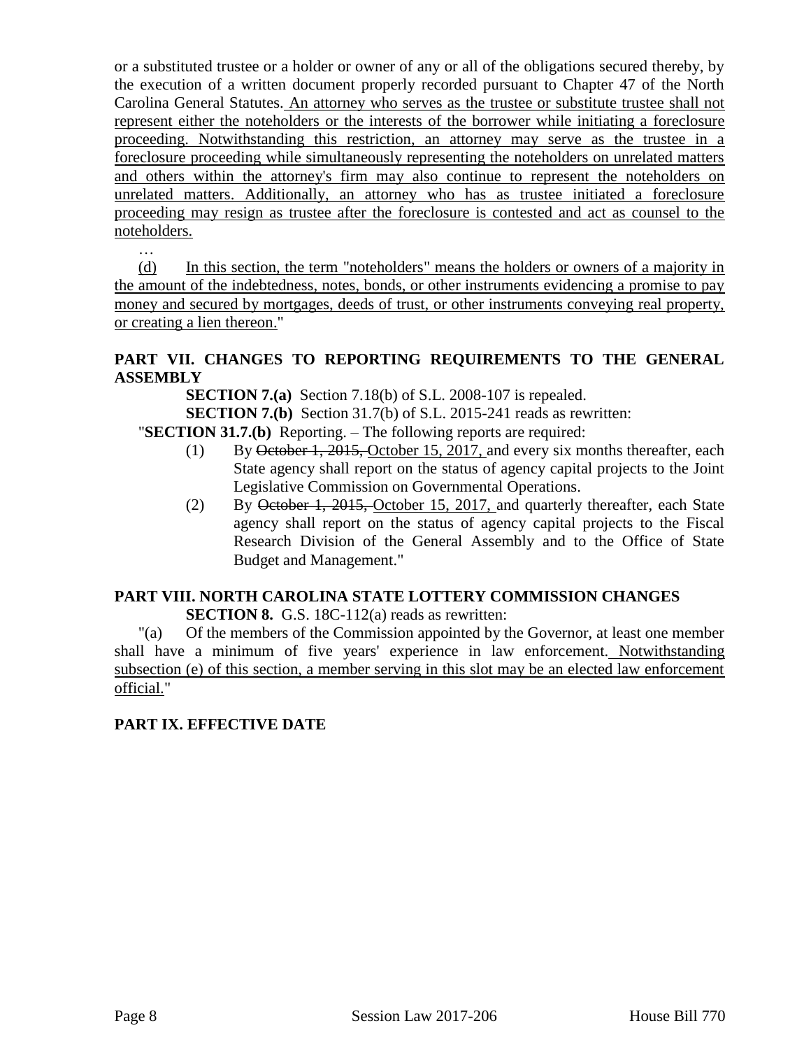or a substituted trustee or a holder or owner of any or all of the obligations secured thereby, by the execution of a written document properly recorded pursuant to Chapter 47 of the North Carolina General Statutes. <u>An attorney who serves as the trustee or substitute trustee shall not represent either the noteholders or the interests of the borrower while initiating a foreclosure proceeding. Notwithstanding this restriction, an attorney may serve as the trustee in a foreclosure proceeding while simultaneously representing the noteholders on unrelated matters and others within the attorney's firm may also continue to represent the noteholders on unrelated matters. Additionally, an attorney who has as trustee initiated a foreclosure proceeding may resign as trustee after the foreclosure is contested and act as counsel to the noteholders.</u>

…

<u>(d) In this section, the term "noteholders" means the holders or owners of a majority in the amount of the indebtedness, notes, bonds, or other instruments evidencing a promise to pay money and secured by mortgages, deeds of trust, or other instruments conveying real property, or creating a lien thereon.</u>"

**PART VII. CHANGES TO REPORTING REQUIREMENTS TO THE GENERAL ASSEMBLY**

**SECTION 7.(a)** Section 7.18(b) of S.L. 2008-107 is repealed.

**SECTION 7.(b)** Section 31.7(b) of S.L. 2015-241 reads as rewritten:

"**SECTION 31.7.(b)** Reporting. – The following reports are required:

(1) By ~~October 1, 2015,~~ <u>October 15, 2017,</u> and every six months thereafter, each State agency shall report on the status of agency capital projects to the Joint Legislative Commission on Governmental Operations.

(2) By ~~October 1, 2015,~~ <u>October 15, 2017,</u> and quarterly thereafter, each State agency shall report on the status of agency capital projects to the Fiscal Research Division of the General Assembly and to the Office of State Budget and Management."

**PART VIII. NORTH CAROLINA STATE LOTTERY COMMISSION CHANGES**

**SECTION 8.** G.S. 18C-112(a) reads as rewritten:

"(a) Of the members of the Commission appointed by the Governor, at least one member shall have a minimum of five years' experience in law enforcement. <u>Notwithstanding subsection (e) of this section, a member serving in this slot may be an elected law enforcement official.</u>"

**PART IX. EFFECTIVE DATE**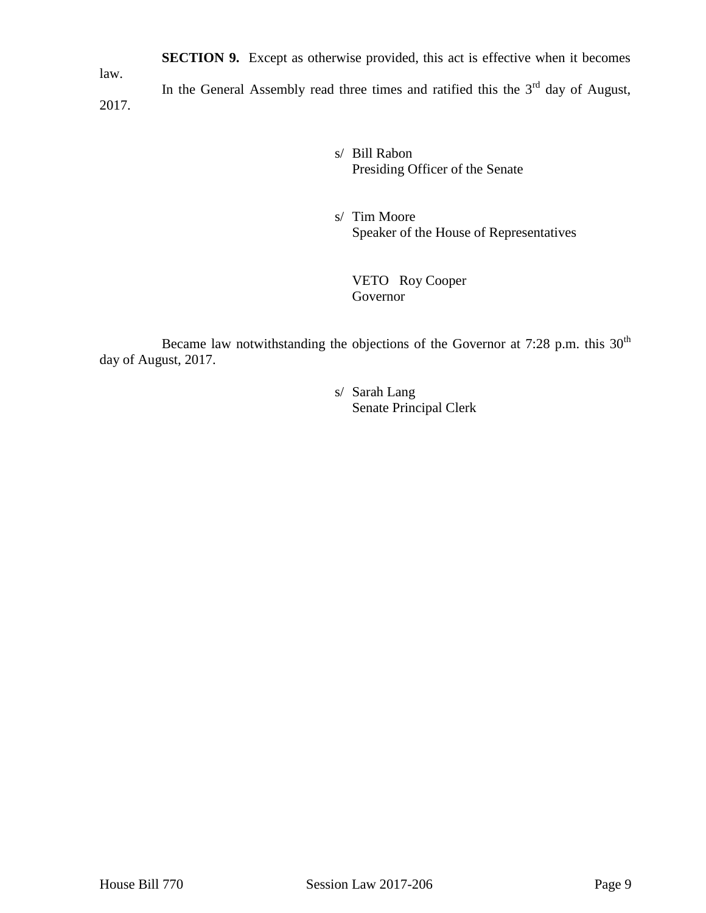**SECTION 9.** Except as otherwise provided, this act is effective when it becomes law.

In the General Assembly read three times and ratified this the 3rd day of August, 2017.

s/ Bill Rabon
Presiding Officer of the Senate

s/ Tim Moore
Speaker of the House of Representatives

VETO Roy Cooper
Governor

Became law notwithstanding the objections of the Governor at 7:28 p.m. this 30th day of August, 2017.

s/ Sarah Lang
Senate Principal Clerk